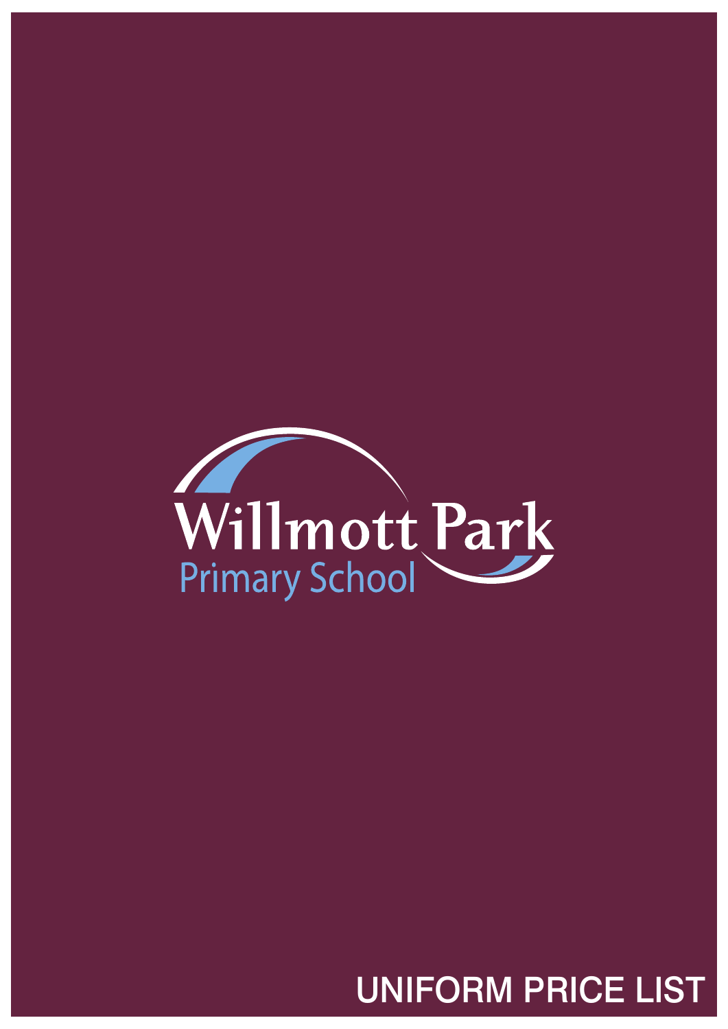Willmott Park

Primary School

# UNIFORM PRICE LIST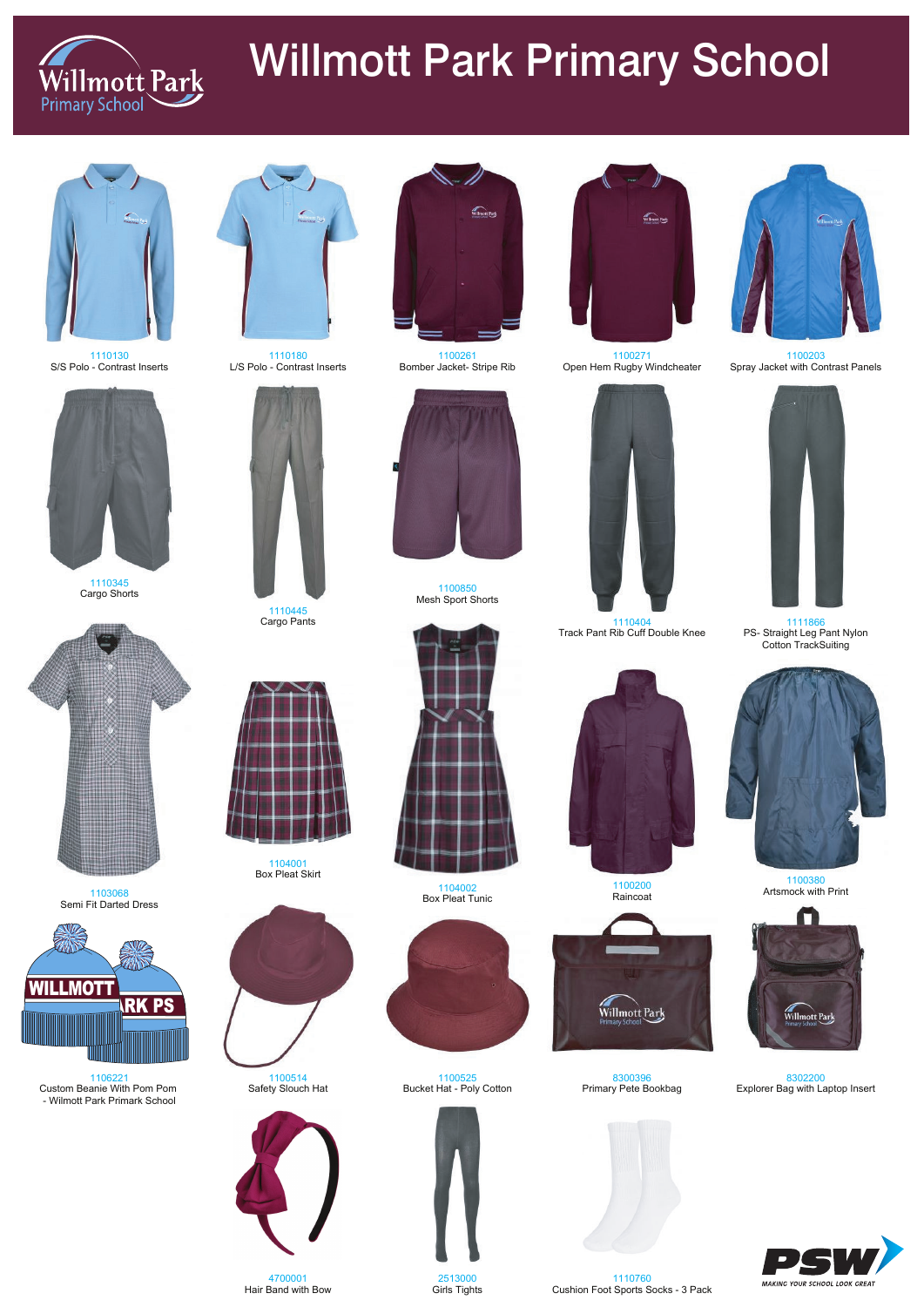# Willmott Park Primary School

1110130
S/S Polo - Contrast Inserts

1110180
L/S Polo - Contrast Inserts

1100261
Bomber Jacket- Stripe Rib

1100271
Open Hem Rugby Windcheater

1100203
Spray Jacket with Contrast Panels

1110345
Cargo Shorts

1110445
Cargo Pants

1100850
Mesh Sport Shorts

1110404
Track Pant Rib Cuff Double Knee

1111866
PS- Straight Leg Pant Nylon Cotton TrackSuiting

1103068
Semi Fit Darted Dress

1104001
Box Pleat Skirt

1104002
Box Pleat Tunic

1100200
Raincoat

1100380
Artsmock with Print

1106221
Custom Beanie With Pom Pom - Willmott Park Primark School

1100514
Safety Slouch Hat

1100525
Bucket Hat - Poly Cotton

8300396
Primary Pete Bookbag

8302200
Explorer Bag with Laptop Insert

4700001
Hair Band with Bow

2513000
Girls Tights

1110760
Cushion Foot Sports Socks - 3 Pack

PSW
MAKING YOUR SCHOOL LOOK GREAT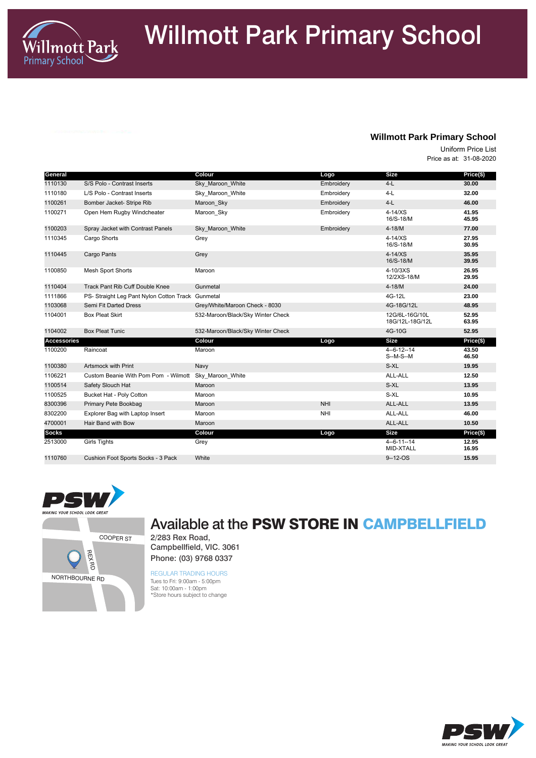# Willmott Park Primary School

## Willmott Park Primary School

Uniform Price List

Price as at: 31-08-2020

| General | | Colour | Logo | Size | Price($) |
|---|---|---|---|---|---|
| 1110130 | S/S Polo - Contrast Inserts | Sky_Maroon_White | Embroidery | 4-L | **30.00** |
| 1110180 | L/S Polo - Contrast Inserts | Sky_Maroon_White | Embroidery | 4-L | **32.00** |
| 1100261 | Bomber Jacket- Stripe Rib | Maroon_Sky | Embroidery | 4-L | **46.00** |
| 1100271 | Open Hem Rugby Windcheater | Maroon_Sky | Embroidery | 4-14/XS<br>16/S-18/M | **41.95**<br>**45.95** |
| 1100203 | Spray Jacket with Contrast Panels | Sky_Maroon_White | Embroidery | 4-18/M | **77.00** |
| 1110345 | Cargo Shorts | Grey | | 4-14/XS<br>16/S-18/M | **27.95**<br>**30.95** |
| 1110445 | Cargo Pants | Grey | | 4-14/XS<br>16/S-18/M | **35.95**<br>**39.95** |
| 1100850 | Mesh Sport Shorts | Maroon | | 4-10/3XS<br>12/2XS-18/M | **26.95**<br>**29.95** |
| 1110404 | Track Pant Rib Cuff Double Knee | Gunmetal | | 4-18/M | **24.00** |
| 1111866 | PS- Straight Leg Pant Nylon Cotton Track | Gunmetal | | 4G-12L | **23.00** |
| 1103068 | Semi Fit Darted Dress | Grey/White/Maroon Check - 8030 | | 4G-18G/12L | **48.95** |
| 1104001 | Box Pleat Skirt | 532-Maroon/Black/Sky Winter Check | | 12G/6L-16G/10L<br>18G/12L-18G/12L | **52.95**<br>**63.95** |
| 1104002 | Box Pleat Tunic | 532-Maroon/Black/Sky Winter Check | | 4G-10G | **52.95** |
| **Accessories** | | **Colour** | **Logo** | **Size** | **Price($)** |
| 1100200 | Raincoat | Maroon | | 4--6-12--14<br>S--M-S--M | **43.50**<br>**46.50** |
| 1100380 | Artsmock with Print | Navy | | S-XL | **19.95** |
| 1106221 | Custom Beanie With Pom Pom - Wilmott | Sky_Maroon_White | | ALL-ALL | **12.50** |
| 1100514 | Safety Slouch Hat | Maroon | | S-XL | **13.95** |
| 1100525 | Bucket Hat - Poly Cotton | Maroon | | S-XL | **10.95** |
| 8300396 | Primary Pete Bookbag | Maroon | NHI | ALL-ALL | **13.95** |
| 8302200 | Explorer Bag with Laptop Insert | Maroon | NHI | ALL-ALL | **46.00** |
| 4700001 | Hair Band with Bow | Maroon | | ALL-ALL | **10.50** |
| **Socks** | | **Colour** | **Logo** | **Size** | **Price($)** |
| 2513000 | Girls Tights | Grey | | 4--6-11--14<br>MID-XTALL | **12.95**<br>**16.95** |
| 1110760 | Cushion Foot Sports Socks - 3 Pack | White | | 9--12-OS | **15.95** |

PSW MAKING YOUR SCHOOL LOOK GREAT

COOPER ST, REX RD, NORTHBOURNE RD

## Available at the **PSW STORE IN CAMPBELLFIELD**

2/283 Rex Road,
Campbellfield, VIC. 3061
Phone: (03) 9768 0337

REGULAR TRADING HOURS

Tues to Fri: 9:00am - 5:00pm
Sat: 10:00am - 1:00pm
*Store hours subject to change

PSW MAKING YOUR SCHOOL LOOK GREAT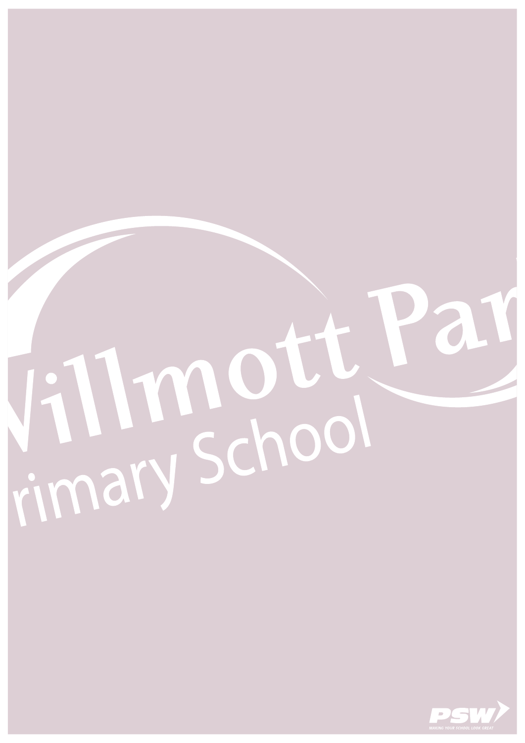Willmott Par

rimary School

PSW

MAKING YOUR SCHOOL LOOK GREAT